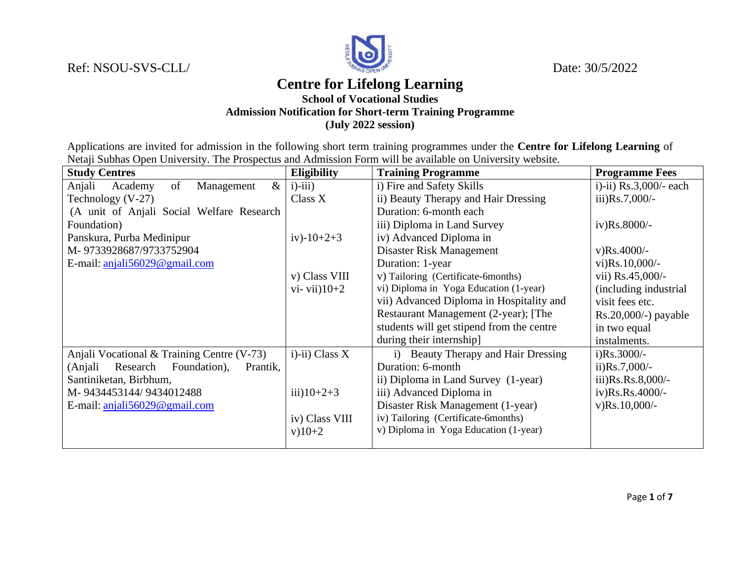Ref: NSOU-SVS-CLL/ Date: 30/5/2022

# Centre for Lifelong Learning

### School of Vocational Studies

### Admission Notification for Short-term Training Programme

### (July 2022 session)

Applications are invited for admission in the following short term training programmes under the **Centre for Lifelong Learning** of Netaji Subhas Open University. The Prospectus and Admission Form will be available on University website.

| Study Centres | Eligibility | Training Programme | Programme Fees |
|---|---|---|---|
| Anjali Academy of Management & Technology (V-27)<br>(A unit of Anjali Social Welfare Research Foundation)<br>Panskura, Purba Medinipur<br>M- 9733928687/9733752904<br>E-mail: anjali56029@gmail.com | i)-iii)<br>Class X<br><br>iv)-10+2+3<br><br>v) Class VIII<br>vi- vii)10+2 | i) Fire and Safety Skills<br>ii) Beauty Therapy and Hair Dressing<br>Duration: 6-month each<br>iii) Diploma in Land Survey<br>iv) Advanced Diploma in Disaster Risk Management<br>Duration: 1-year<br>v) Tailoring (Certificate-6months)<br>vi) Diploma in Yoga Education (1-year)<br>vii) Advanced Diploma in Hospitality and Restaurant Management (2-year); [The students will get stipend from the centre during their internship] | i)-ii) Rs.3,000/- each<br>iii)Rs.7,000/-<br><br>iv)Rs.8000/-<br><br>v)Rs.4000/-<br>vi)Rs.10,000/-<br>vii) Rs.45,000/- (including industrial visit fees etc. Rs.20,000/-) payable in two equal instalments. |
| Anjali Vocational & Training Centre (V-73)<br>(Anjali Research Foundation), Prantik, Santiniketan, Birbhum,<br>M- 9434453144/ 9434012488<br>E-mail: anjali56029@gmail.com | i)-ii) Class X<br><br><br>iii)10+2+3<br><br>iv) Class VIII<br>v)10+2 | i) Beauty Therapy and Hair Dressing<br>Duration: 6-month<br>ii) Diploma in Land Survey (1-year)<br>iii) Advanced Diploma in Disaster Risk Management (1-year)<br>iv) Tailoring (Certificate-6months)<br>v) Diploma in Yoga Education (1-year) | i)Rs.3000/-<br>ii)Rs.7,000/-<br>iii)Rs.Rs.8,000/-<br>iv)Rs.Rs.4000/-<br>v)Rs.10,000/- |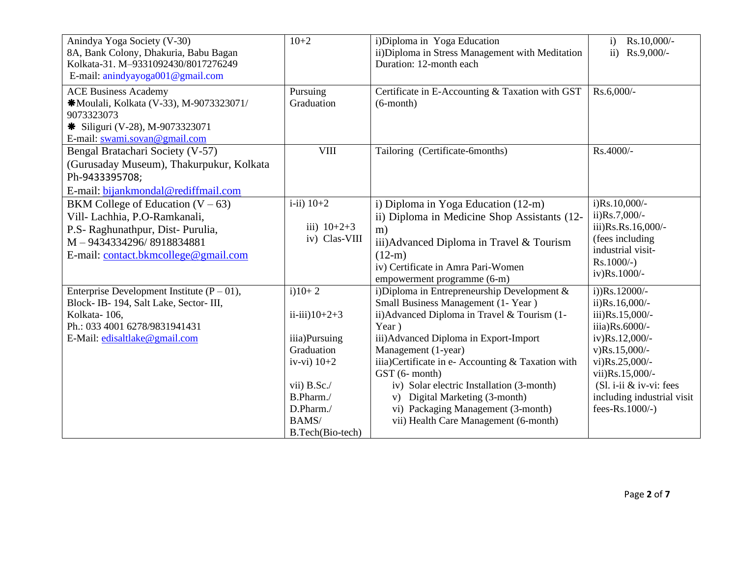| | | | |
|---|---|---|---|
| Anindya Yoga Society (V-30)<br>8A, Bank Colony, Dhakuria, Babu Bagan<br>Kolkata-31. M–9331092430/8017276249<br>E-mail: anindyayoga001@gmail.com | 10+2 | i)Diploma in Yoga Education<br>ii)Diploma in Stress Management with Meditation<br>Duration: 12-month each | i) Rs.10,000/-<br>ii) Rs.9,000/- |
| ACE Business Academy<br>✱Moulali, Kolkata (V-33), M-9073323071/ 9073323073<br>✱ Siliguri (V-28), M-9073323071<br>E-mail: swami.sovan@gmail.com | Pursuing Graduation | Certificate in E-Accounting & Taxation with GST (6-month) | Rs.6,000/- |
| Bengal Bratachari Society (V-57)<br>(Gurusaday Museum), Thakurpukur, Kolkata<br>Ph-9433395708;<br>E-mail: bijankmondal@rediffmail.com | VIII | Tailoring (Certificate-6months) | Rs.4000/- |
| BKM College of Education (V – 63)<br>Vill- Lachhia, P.O-Ramkanali,<br>P.S- Raghunathpur, Dist- Purulia,<br>M – 9434334296/ 8918834881<br>E-mail: contact.bkmcollege@gmail.com | i-ii) 10+2<br>iii) 10+2+3<br>iv) Clas-VIII | i) Diploma in Yoga Education (12-m)<br>ii) Diploma in Medicine Shop Assistants (12-m)<br>iii)Advanced Diploma in Travel & Tourism (12-m)<br>iv) Certificate in Amra Pari-Women empowerment programme (6-m) | i)Rs.10,000/-<br>ii)Rs.7,000/-<br>iii)Rs.Rs.16,000/- (fees including industrial visit- Rs.1000/-)<br>iv)Rs.1000/- |
| Enterprise Development Institute (P – 01),<br>Block- IB- 194, Salt Lake, Sector- III,<br>Kolkata- 106,<br>Ph.: 033 4001 6278/9831941431<br>E-Mail: edisaltlake@gmail.com | i)10+ 2<br>ii-iii)10+2+3<br>iiia)Pursuing Graduation<br>iv-vi) 10+2<br>vii) B.Sc./ B.Pharm./ D.Pharm./ BAMS/ B.Tech(Bio-tech) | i)Diploma in Entrepreneurship Development & Small Business Management (1- Year )<br>ii)Advanced Diploma in Travel & Tourism (1-Year )<br>iii)Advanced Diploma in Export-Import Management (1-year)<br>iiia)Certificate in e- Accounting & Taxation with GST (6- month)<br>iv) Solar electric Installation (3-month)<br>v) Digital Marketing (3-month)<br>vi) Packaging Management (3-month)<br>vii) Health Care Management (6-month) | i))Rs.12000/-<br>ii)Rs.16,000/-<br>iii)Rs.15,000/-<br>iiia)Rs.6000/-<br>iv)Rs.12,000/-<br>v)Rs.15,000/-<br>vi)Rs.25,000/-<br>vii)Rs.15,000/-<br>(Sl. i-ii & iv-vi: fees including industrial visit fees-Rs.1000/-) |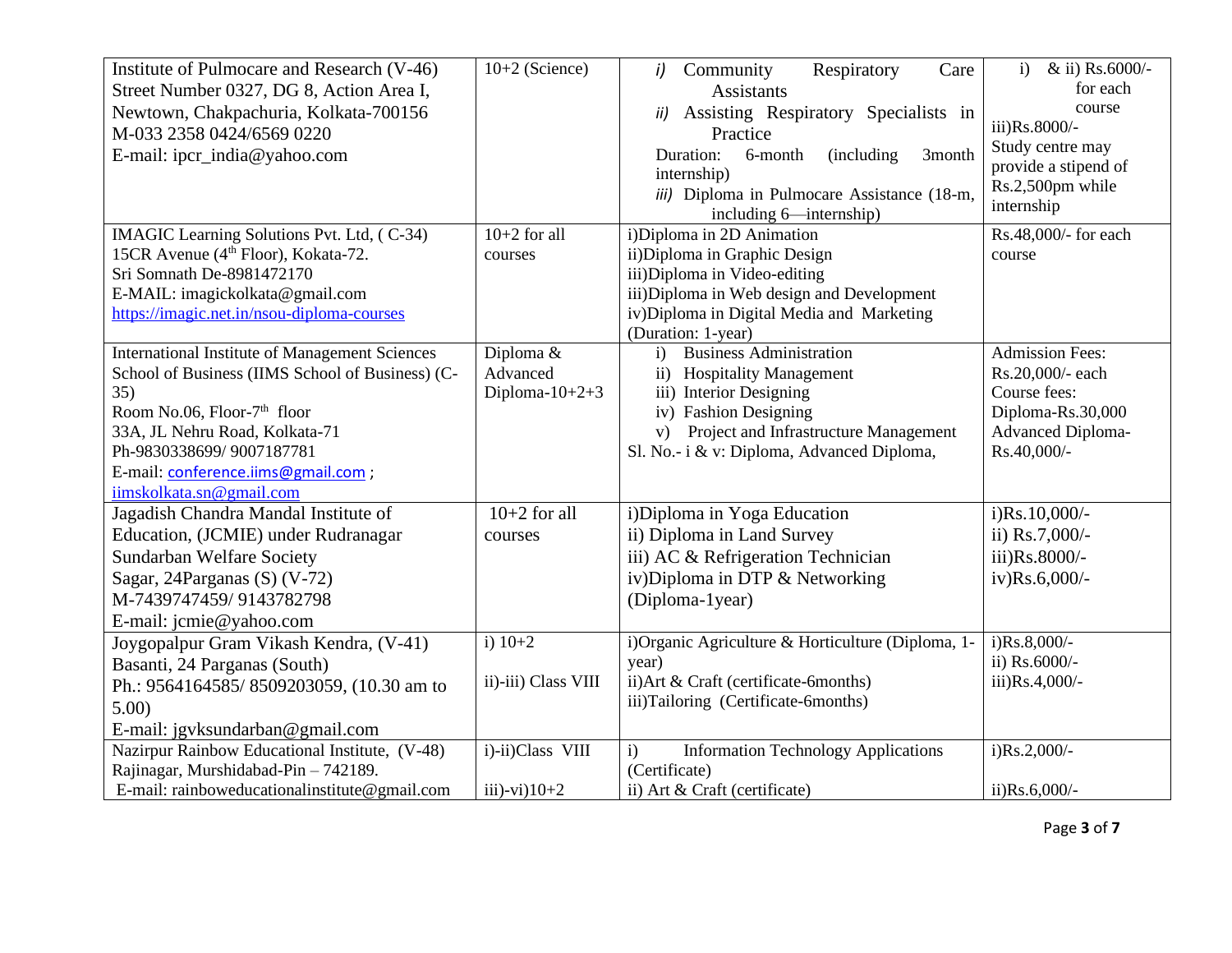| Institute of Pulmocare and Research (V-46) Street Number 0327, DG 8, Action Area I, Newtown, Chakpachuria, Kolkata-700156 M-033 2358 0424/6569 0220 E-mail: ipcr_india@yahoo.com | 10+2 (Science) | *i)* Community Respiratory Care Assistants<br>*ii)* Assisting Respiratory Specialists in Practice<br>Duration: 6-month (including 3month internship)<br>*iii)* Diploma in Pulmocare Assistance (18-m, including 6—internship) | i) & ii) Rs.6000/- for each course<br>iii)Rs.8000/-<br>Study centre may provide a stipend of Rs.2,500pm while internship |
|---|---|---|---|
| IMAGIC Learning Solutions Pvt. Ltd, ( C-34) 15CR Avenue (4th Floor), Kokata-72. Sri Somnath De-8981472170 E-MAIL: imagickolkata@gmail.com https://imagic.net.in/nsou-diploma-courses | 10+2 for all courses | i)Diploma in 2D Animation<br>ii)Diploma in Graphic Design<br>iii)Diploma in Video-editing<br>iii)Diploma in Web design and Development<br>iv)Diploma in Digital Media and Marketing<br>(Duration: 1-year) | Rs.48,000/- for each course |
| International Institute of Management Sciences School of Business (IIMS School of Business) (C-35) Room No.06, Floor-7th floor 33A, JL Nehru Road, Kolkata-71 Ph-9830338699/ 9007187781 E-mail: conference.iims@gmail.com ; iimskolkata.sn@gmail.com | Diploma & Advanced Diploma-10+2+3 | i) Business Administration<br>ii) Hospitality Management<br>iii) Interior Designing<br>iv) Fashion Designing<br>v) Project and Infrastructure Management<br>Sl. No.- i & v: Diploma, Advanced Diploma, | Admission Fees: Rs.20,000/- each<br>Course fees: Diploma-Rs.30,000<br>Advanced Diploma-Rs.40,000/- |
| Jagadish Chandra Mandal Institute of Education, (JCMIE) under Rudranagar Sundarban Welfare Society Sagar, 24Parganas (S) (V-72) M-7439747459/ 9143782798 E-mail: jcmie@yahoo.com | 10+2 for all courses | i)Diploma in Yoga Education<br>ii) Diploma in Land Survey<br>iii) AC & Refrigeration Technician<br>iv)Diploma in DTP & Networking<br>(Diploma-1year) | i)Rs.10,000/-<br>ii) Rs.7,000/-<br>iii)Rs.8000/-<br>iv)Rs.6,000/- |
| Joygopalpur Gram Vikash Kendra, (V-41) Basanti, 24 Parganas (South) Ph.: 9564164585/ 8509203059, (10.30 am to 5.00) E-mail: jgvksundarban@gmail.com | i) 10+2<br>ii)-iii) Class VIII | i)Organic Agriculture & Horticulture (Diploma, 1-year)<br>ii)Art & Craft (certificate-6months)<br>iii)Tailoring (Certificate-6months) | i)Rs.8,000/-<br>ii) Rs.6000/-<br>iii)Rs.4,000/- |
| Nazirpur Rainbow Educational Institute, (V-48) Rajinagar, Murshidabad-Pin – 742189. E-mail: rainboweducationalinstitute@gmail.com | i)-ii)Class VIII<br>iii)-vi)10+2 | i) Information Technology Applications (Certificate)<br>ii) Art & Craft (certificate) | i)Rs.2,000/-<br>ii)Rs.6,000/- |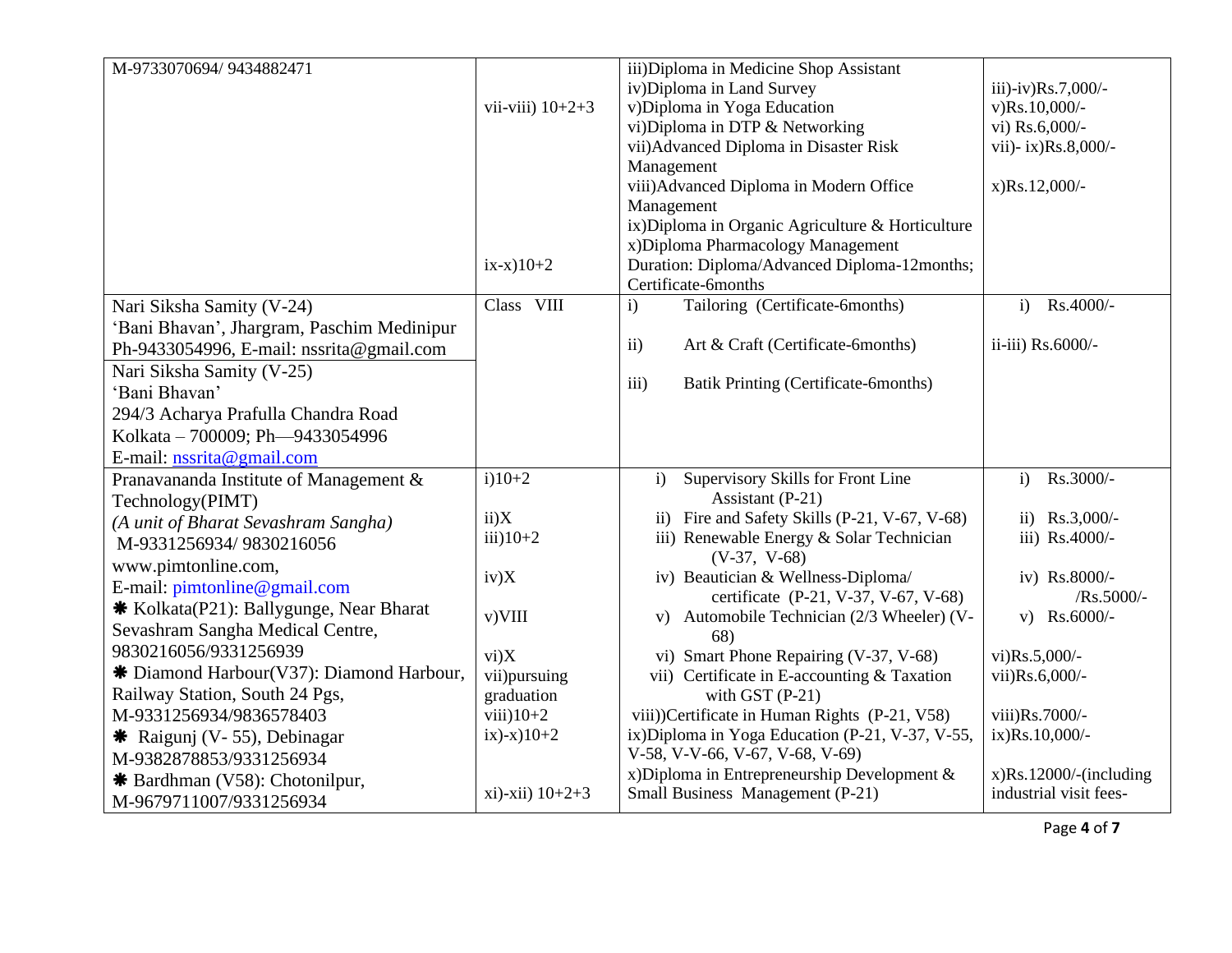| | | | |
|---|---|---|---|
| M-9733070694/ 9434882471 | vii-viii) 10+2+3<br><br>ix-x)10+2 | iii)Diploma in Medicine Shop Assistant<br>iv)Diploma in Land Survey<br>v)Diploma in Yoga Education<br>vi)Diploma in DTP & Networking<br>vii)Advanced Diploma in Disaster Risk Management<br>viii)Advanced Diploma in Modern Office Management<br>ix)Diploma in Organic Agriculture & Horticulture<br>x)Diploma Pharmacology Management<br>Duration: Diploma/Advanced Diploma-12months; Certificate-6months | iii)-iv)Rs.7,000/-<br>v)Rs.10,000/-<br>vi) Rs.6,000/-<br>vii)- ix)Rs.8,000/-<br><br>x)Rs.12,000/- |
| Nari Siksha Samity (V-24)<br>'Bani Bhavan', Jhargram, Paschim Medinipur<br>Ph-9433054996, E-mail: nssrita@gmail.com<br>Nari Siksha Samity (V-25)<br>'Bani Bhavan'<br>294/3 Acharya Prafulla Chandra Road<br>Kolkata – 700009; Ph—9433054996<br>E-mail: nssrita@gmail.com | Class VIII | i) Tailoring (Certificate-6months)<br><br>ii) Art & Craft (Certificate-6months)<br><br>iii) Batik Printing (Certificate-6months) | i) Rs.4000/-<br><br>ii-iii) Rs.6000/- |
| Pranavananda Institute of Management & Technology(PIMT)<br>*(A unit of Bharat Sevashram Sangha)*<br>M-9331256934/ 9830216056<br>www.pimtonline.com,<br>E-mail: pimtonline@gmail.com<br>❋ Kolkata(P21): Ballygunge, Near Bharat Sevashram Sangha Medical Centre, 9830216056/9331256939<br>❋ Diamond Harbour(V37): Diamond Harbour, Railway Station, South 24 Pgs, M-9331256934/9836578403<br>❋ Raigunj (V- 55), Debinagar M-9382878853/9331256934<br>❋ Bardhman (V58): Chotonilpur, M-9679711007/9331256934 | i)10+2<br><br>ii)X<br>iii)10+2<br><br>iv)X<br><br>v)VIII<br><br>vi)X<br>vii)pursuing graduation<br>viii)10+2<br>ix)-x)10+2<br><br>xi)-xii) 10+2+3 | i) Supervisory Skills for Front Line Assistant (P-21)<br>ii) Fire and Safety Skills (P-21, V-67, V-68)<br>iii) Renewable Energy & Solar Technician (V-37, V-68)<br>iv) Beautician & Wellness-Diploma/ certificate (P-21, V-37, V-67, V-68)<br>v) Automobile Technician (2/3 Wheeler) (V-68)<br>vi) Smart Phone Repairing (V-37, V-68)<br>vii) Certificate in E-accounting & Taxation with GST (P-21)<br>viii))Certificate in Human Rights (P-21, V58)<br>ix)Diploma in Yoga Education (P-21, V-37, V-55, V-58, V-V-66, V-67, V-68, V-69)<br>x)Diploma in Entrepreneurship Development & Small Business Management (P-21) | i) Rs.3000/-<br><br>ii) Rs.3,000/-<br>iii) Rs.4000/-<br><br>iv) Rs.8000/- /Rs.5000/-<br>v) Rs.6000/-<br><br>vi)Rs.5,000/-<br>vii)Rs.6,000/-<br><br>viii)Rs.7000/-<br>ix)Rs.10,000/-<br><br>x)Rs.12000/-(including industrial visit fees- |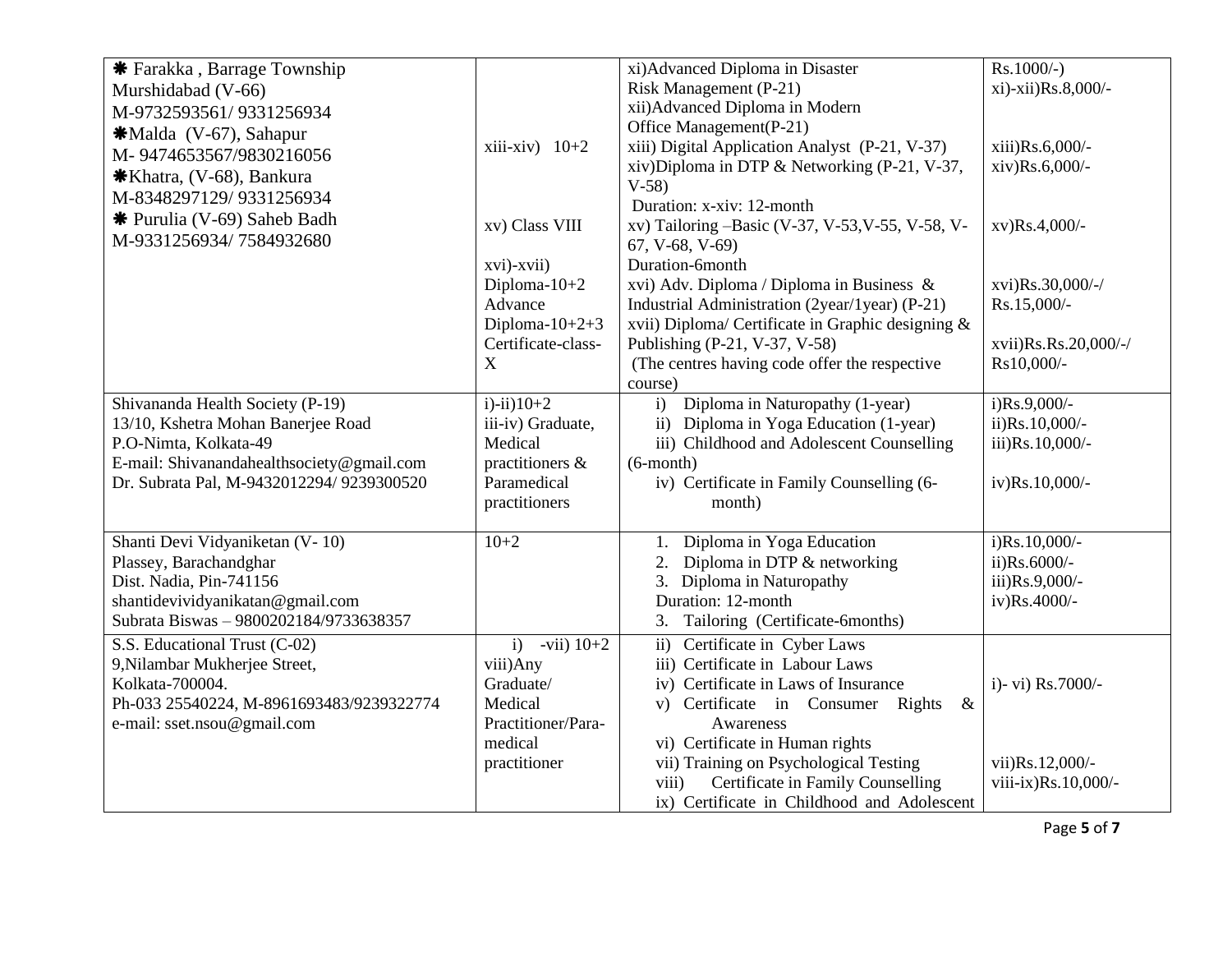| | | | |
|---|---|---|---|
| ❋ Farakka , Barrage Township<br>Murshidabad (V-66)<br>M-9732593561/ 9331256934<br>❋Malda (V-67), Sahapur<br>M- 9474653567/9830216056<br>❋Khatra, (V-68), Bankura<br>M-8348297129/ 9331256934<br>❋ Purulia (V-69) Saheb Badh<br>M-9331256934/ 7584932680 | xiii-xiv) 10+2<br><br>xv) Class VIII<br><br>xvi)-xvii)<br>Diploma-10+2<br>Advance<br>Diploma-10+2+3<br>Certificate-class-X | xi)Advanced Diploma in Disaster Risk Management (P-21)<br>xii)Advanced Diploma in Modern Office Management(P-21)<br>xiii) Digital Application Analyst (P-21, V-37)<br>xiv)Diploma in DTP & Networking (P-21, V-37, V-58)<br>Duration: x-xiv: 12-month<br>xv) Tailoring –Basic (V-37, V-53,V-55, V-58, V-67, V-68, V-69)<br>Duration-6month<br>xvi) Adv. Diploma / Diploma in Business & Industrial Administration (2year/1year) (P-21)<br>xvii) Diploma/ Certificate in Graphic designing & Publishing (P-21, V-37, V-58)<br>(The centres having code offer the respective course) | Rs.1000/-)<br>xi)-xii)Rs.8,000/-<br><br>xiii)Rs.6,000/-<br>xiv)Rs.6,000/-<br><br>xv)Rs.4,000/-<br><br>xvi)Rs.30,000/-/<br>Rs.15,000/-<br><br>xvii)Rs.Rs.20,000/-/<br>Rs10,000/- |
| Shivananda Health Society (P-19)<br>13/10, Kshetra Mohan Banerjee Road<br>P.O-Nimta, Kolkata-49<br>E-mail: Shivanandahealthsociety@gmail.com<br>Dr. Subrata Pal, M-9432012294/ 9239300520 | i)-ii)10+2<br>iii-iv) Graduate, Medical practitioners & Paramedical practitioners | i) Diploma in Naturopathy (1-year)<br>ii) Diploma in Yoga Education (1-year)<br>iii) Childhood and Adolescent Counselling (6-month)<br>iv) Certificate in Family Counselling (6-month) | i)Rs.9,000/-<br>ii)Rs.10,000/-<br>iii)Rs.10,000/-<br><br>iv)Rs.10,000/- |
| Shanti Devi Vidyaniketan (V- 10)<br>Plassey, Barachandghar<br>Dist. Nadia, Pin-741156<br>shantidevividyanikatan@gmail.com<br>Subrata Biswas – 9800202184/9733638357 | 10+2 | 1. Diploma in Yoga Education<br>2. Diploma in DTP & networking<br>3. Diploma in Naturopathy<br>Duration: 12-month<br>3. Tailoring (Certificate-6months) | i)Rs.10,000/-<br>ii)Rs.6000/-<br>iii)Rs.9,000/-<br>iv)Rs.4000/- |
| S.S. Educational Trust (C-02)<br>9,Nilambar Mukherjee Street,<br>Kolkata-700004.<br>Ph-033 25540224, M-8961693483/9239322774<br>e-mail: sset.nsou@gmail.com | i) -vii) 10+2<br>viii)Any Graduate/ Medical Practitioner/Para-medical practitioner | ii) Certificate in Cyber Laws<br>iii) Certificate in Labour Laws<br>iv) Certificate in Laws of Insurance<br>v) Certificate in Consumer Rights & Awareness<br>vi) Certificate in Human rights<br>vii) Training on Psychological Testing<br>viii) Certificate in Family Counselling<br>ix) Certificate in Childhood and Adolescent | i)- vi) Rs.7000/-<br><br>vii)Rs.12,000/-<br>viii-ix)Rs.10,000/- |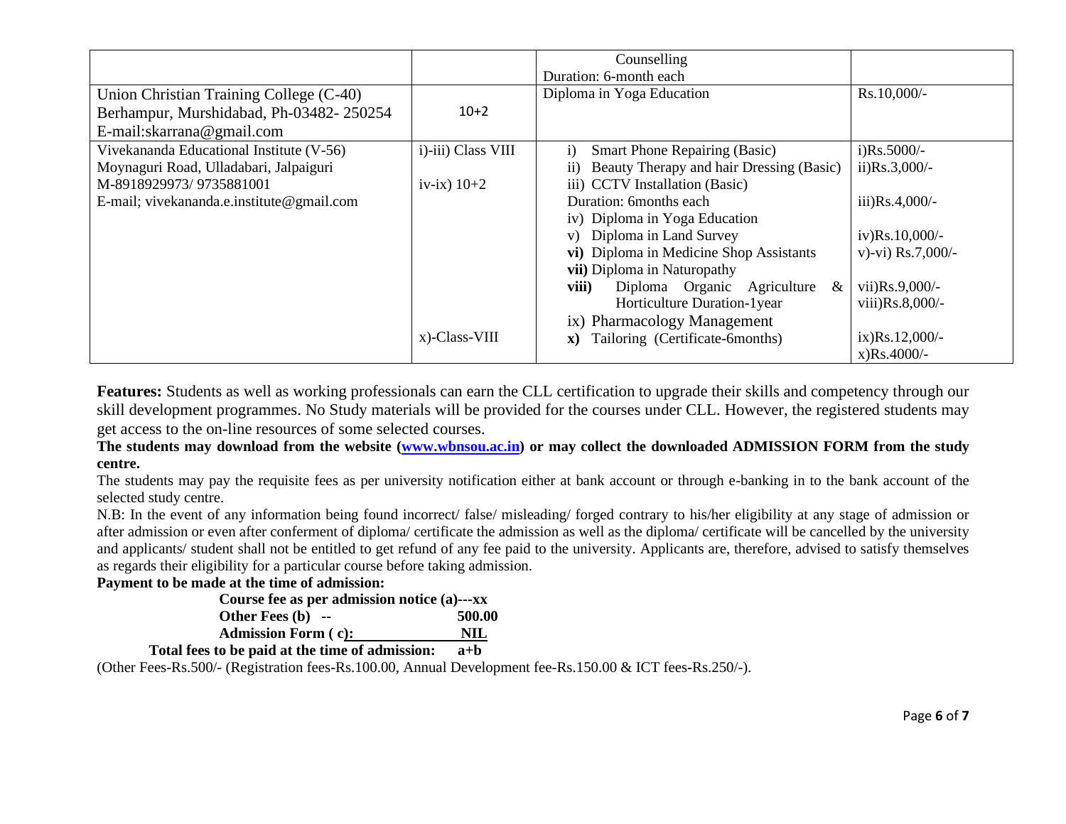| | | Counselling<br>Duration: 6-month each | |
|---|---|---|---|
| Union Christian Training College (C-40)<br>Berhampur, Murshidabad, Ph-03482- 250254<br>E-mail:skarrana@gmail.com | 10+2 | Diploma in Yoga Education | Rs.10,000/- |
| Vivekananda Educational Institute (V-56)<br>Moynaguri Road, Ulladabari, Jalpaiguri<br>M-8918929973/ 9735881001<br>E-mail; vivekananda.e.institute@gmail.com | i)-iii) Class VIII<br><br>iv-ix) 10+2<br><br><br><br><br><br><br><br>x)-Class-VIII | i) Smart Phone Repairing (Basic)<br>ii) Beauty Therapy and hair Dressing (Basic)<br>iii) CCTV Installation (Basic)<br>Duration: 6months each<br>iv) Diploma in Yoga Education<br>v) Diploma in Land Survey<br>**vi)** Diploma in Medicine Shop Assistants<br>**vii)** Diploma in Naturopathy<br>**viii)** Diploma Organic Agriculture & Horticulture Duration-1year<br>ix) Pharmacology Management<br>**x)** Tailoring (Certificate-6months) | i)Rs.5000/-<br>ii)Rs.3,000/-<br><br>iii)Rs.4,000/-<br><br>iv)Rs.10,000/-<br>v)-vi) Rs.7,000/-<br><br>vii)Rs.9,000/-<br>viii)Rs.8,000/-<br><br>ix)Rs.12,000/-<br>x)Rs.4000/- |

**Features:** Students as well as working professionals can earn the CLL certification to upgrade their skills and competency through our skill development programmes. No Study materials will be provided for the courses under CLL. However, the registered students may get access to the on-line resources of some selected courses.

**The students may download from the website (www.wbnsou.ac.in) or may collect the downloaded ADMISSION FORM from the study centre.**

The students may pay the requisite fees as per university notification either at bank account or through e-banking in to the bank account of the selected study centre.

N.B: In the event of any information being found incorrect/ false/ misleading/ forged contrary to his/her eligibility at any stage of admission or after admission or even after conferment of diploma/ certificate the admission as well as the diploma/ certificate will be cancelled by the university and applicants/ student shall not be entitled to get refund of any fee paid to the university. Applicants are, therefore, advised to satisfy themselves as regards their eligibility for a particular course before taking admission.

**Payment to be made at the time of admission:**

| | |
|---|---|
| **Course fee as per admission notice (a)---xx** | |
| **Other Fees (b) --** | **500.00** |
| **Admission Form ( c):** | **NIL** |
| **Total fees to be paid at the time of admission:** | **a+b** |

(Other Fees-Rs.500/- (Registration fees-Rs.100.00, Annual Development fee-Rs.150.00 & ICT fees-Rs.250/-).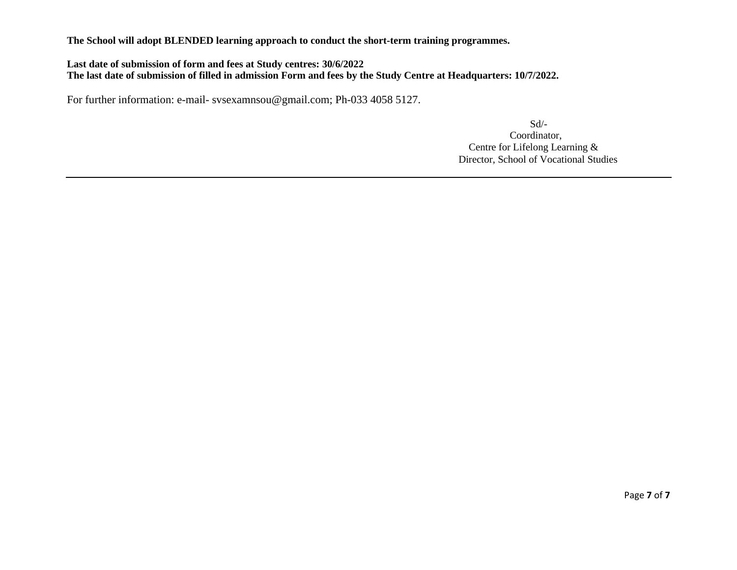**The School will adopt BLENDED learning approach to conduct the short-term training programmes.**

**Last date of submission of form and fees at Study centres: 30/6/2022**
**The last date of submission of filled in admission Form and fees by the Study Centre at Headquarters: 10/7/2022.**

For further information: e-mail- svsexamnsou@gmail.com; Ph-033 4058 5127.

Sd/-
Coordinator,
Centre for Lifelong Learning &
Director, School of Vocational Studies

---